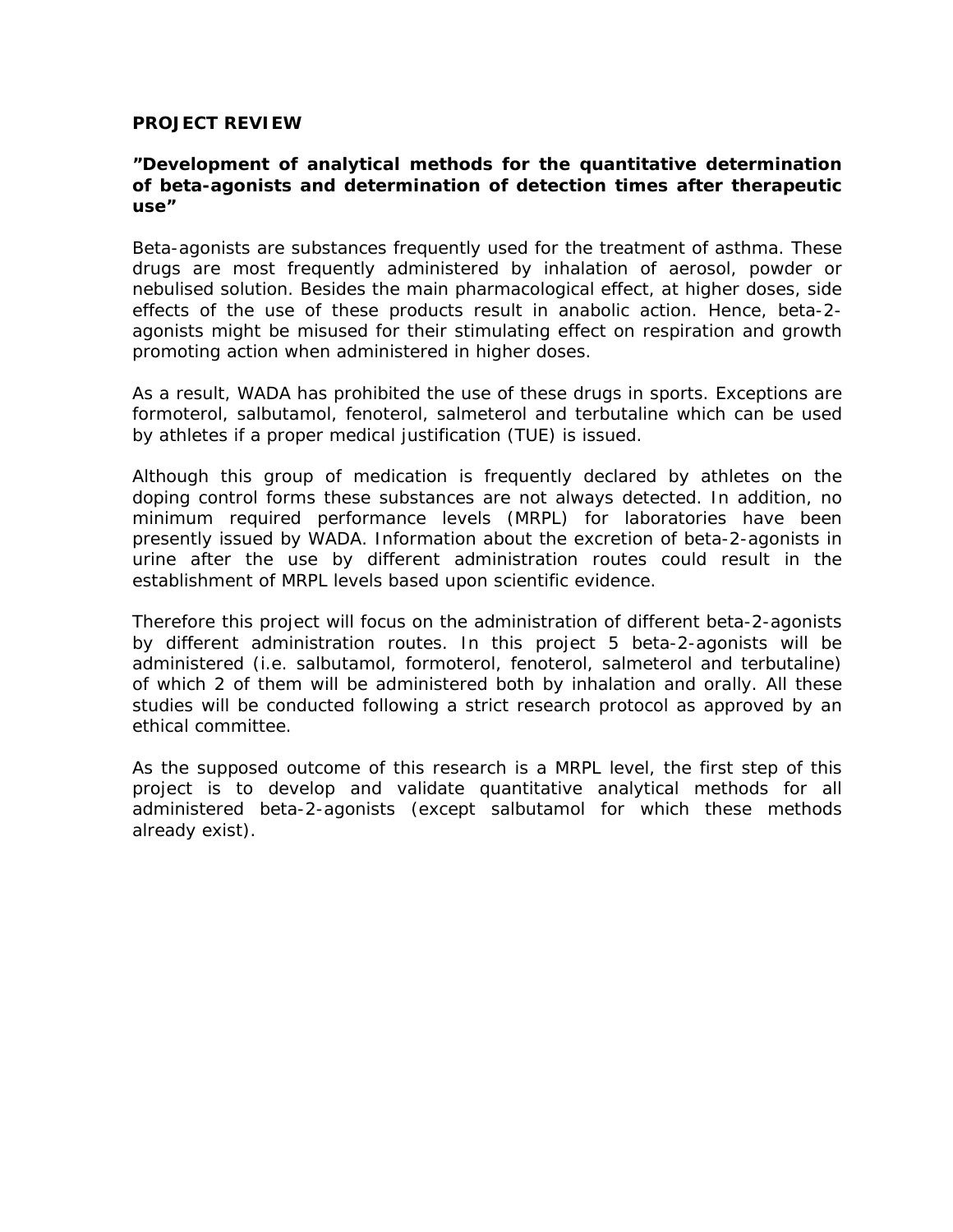**PROJECT REVIEW**

**”Development of analytical methods for the quantitative determination of beta-agonists and determination of detection times after therapeutic use”**

Beta-agonists are substances frequently used for the treatment of asthma. These drugs are most frequently administered by inhalation of aerosol, powder or nebulised solution. Besides the main pharmacological effect, at higher doses, side effects of the use of these products result in anabolic action. Hence, beta-2-agonists might be misused for their stimulating effect on respiration and growth promoting action when administered in higher doses.

As a result, WADA has prohibited the use of these drugs in sports. Exceptions are formoterol, salbutamol, fenoterol, salmeterol and terbutaline which can be used by athletes if a proper medical justification (TUE) is issued.

Although this group of medication is frequently declared by athletes on the doping control forms these substances are not always detected. In addition, no minimum required performance levels (MRPL) for laboratories have been presently issued by WADA. Information about the excretion of beta-2-agonists in urine after the use by different administration routes could result in the establishment of MRPL levels based upon scientific evidence.

Therefore this project will focus on the administration of different beta-2-agonists by different administration routes. In this project 5 beta-2-agonists will be administered (i.e. salbutamol, formoterol, fenoterol, salmeterol and terbutaline) of which 2 of them will be administered both by inhalation and orally. All these studies will be conducted following a strict research protocol as approved by an ethical committee.

As the supposed outcome of this research is a MRPL level, the first step of this project is to develop and validate quantitative analytical methods for all administered beta-2-agonists (except salbutamol for which these methods already exist).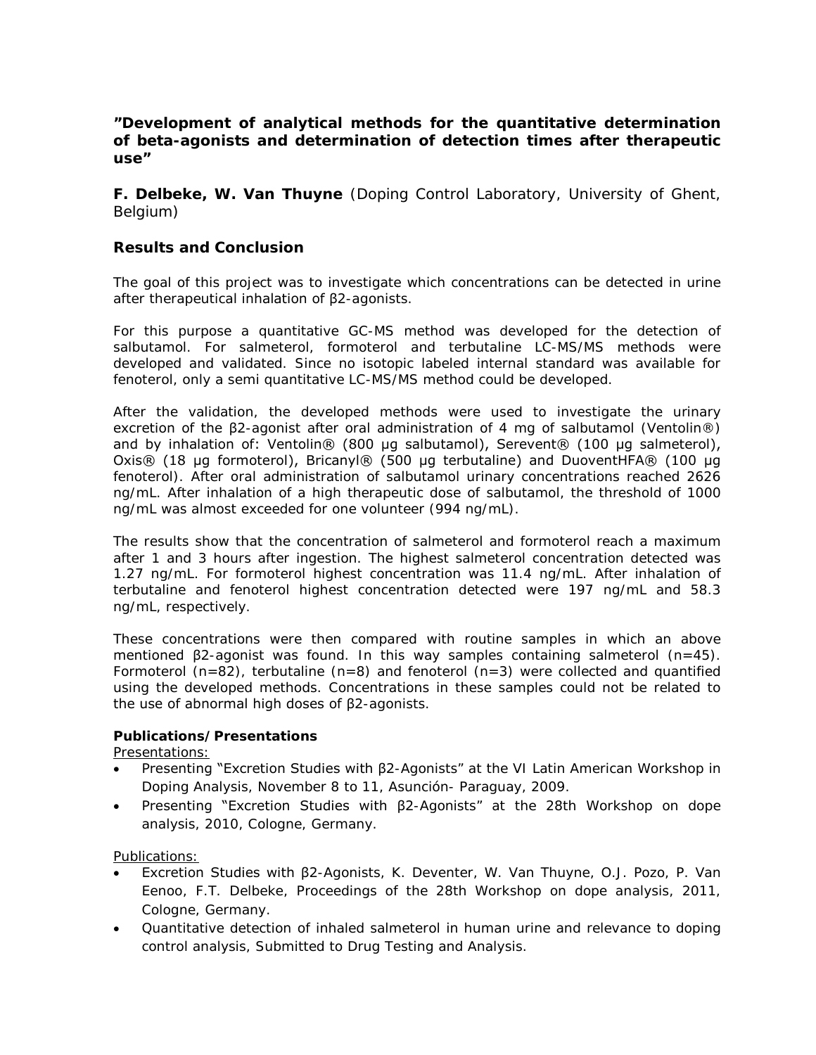**”Development of analytical methods for the quantitative determination of beta-agonists and determination of detection times after therapeutic use”**

**F. Delbeke, W. Van Thuyne** (Doping Control Laboratory, University of Ghent, Belgium)

## Results and Conclusion

The goal of this project was to investigate which concentrations can be detected in urine after therapeutical inhalation of β2-agonists.

For this purpose a quantitative GC-MS method was developed for the detection of salbutamol. For salmeterol, formoterol and terbutaline LC-MS/MS methods were developed and validated. Since no isotopic labeled internal standard was available for fenoterol, only a semi quantitative LC-MS/MS method could be developed.

After the validation, the developed methods were used to investigate the urinary excretion of the β2-agonist after oral administration of 4 mg of salbutamol (Ventolin®) and by inhalation of: Ventolin® (800 µg salbutamol), Serevent® (100 µg salmeterol), Oxis® (18 µg formoterol), Bricanyl® (500 µg terbutaline) and DuoventHFA® (100 µg fenoterol). After oral administration of salbutamol urinary concentrations reached 2626 ng/mL. After inhalation of a high therapeutic dose of salbutamol, the threshold of 1000 ng/mL was almost exceeded for one volunteer (994 ng/mL).

The results show that the concentration of salmeterol and formoterol reach a maximum after 1 and 3 hours after ingestion. The highest salmeterol concentration detected was 1.27 ng/mL. For formoterol highest concentration was 11.4 ng/mL. After inhalation of terbutaline and fenoterol highest concentration detected were 197 ng/mL and 58.3 ng/mL, respectively.

These concentrations were then compared with routine samples in which an above mentioned β2-agonist was found. In this way samples containing salmeterol (n=45). Formoterol (n=82), terbutaline (n=8) and fenoterol (n=3) were collected and quantified using the developed methods. Concentrations in these samples could not be related to the use of abnormal high doses of β2-agonists.

**Publications/Presentations**

Presentations:

- Presenting “Excretion Studies with β2-Agonists” at the VI Latin American Workshop in Doping Analysis, November 8 to 11, Asunción- Paraguay, 2009.
- Presenting “Excretion Studies with β2-Agonists” at the 28th Workshop on dope analysis, 2010, Cologne, Germany.

Publications:

- Excretion Studies with β2-Agonists, K. Deventer, W. Van Thuyne, O.J. Pozo, P. Van Eenoo, F.T. Delbeke, Proceedings of the 28th Workshop on dope analysis, 2011, Cologne, Germany.
- Quantitative detection of inhaled salmeterol in human urine and relevance to doping control analysis, Submitted to Drug Testing and Analysis.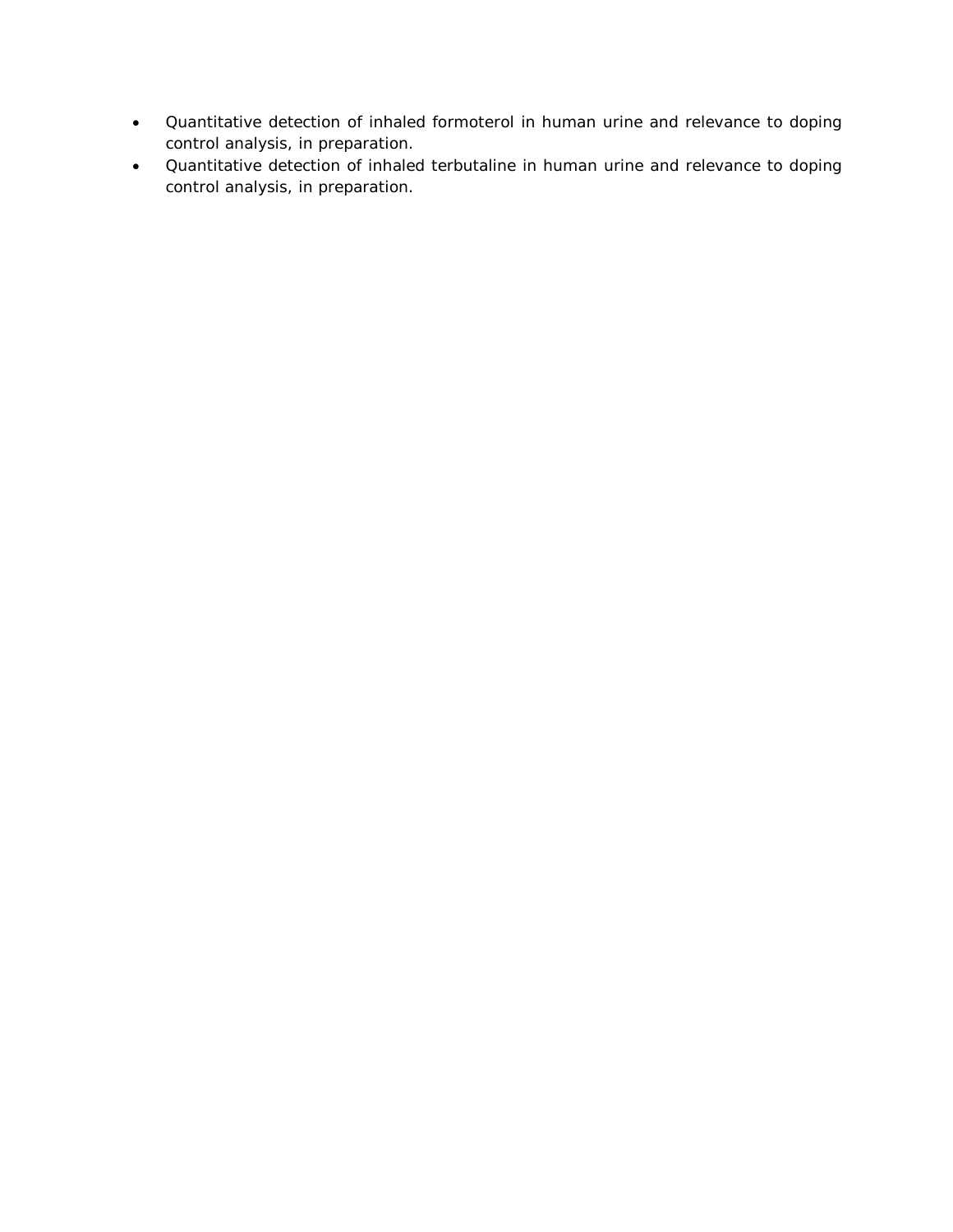- Quantitative detection of inhaled formoterol in human urine and relevance to doping control analysis, in preparation.
- Quantitative detection of inhaled terbutaline in human urine and relevance to doping control analysis, in preparation.